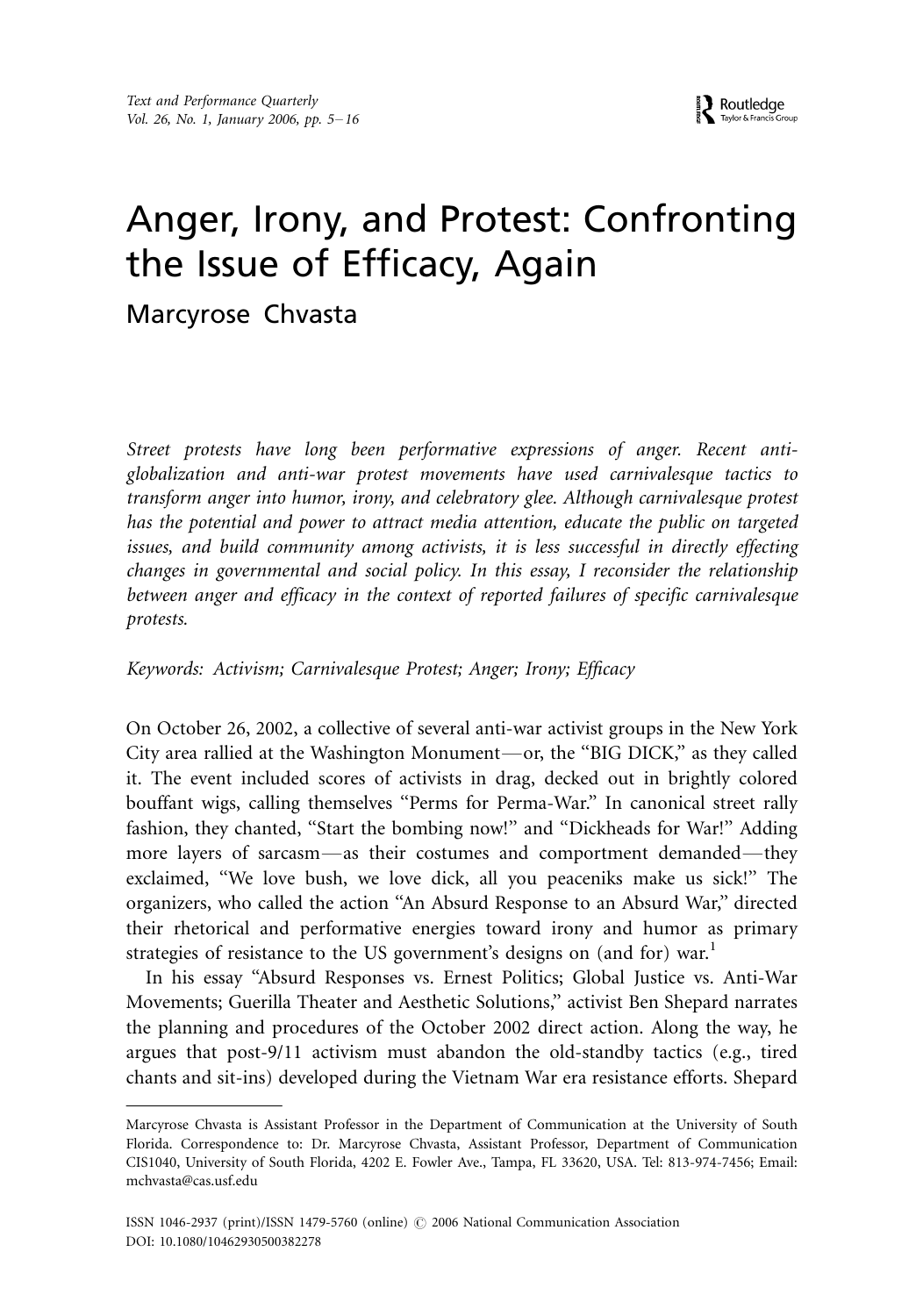# Anger, Irony, and Protest: Confronting the Issue of Efficacy, Again

Marcyrose Chvasta

*Street protests have long been performative expressions of anger. Recent anti-globalization and anti-war protest movements have used carnivalesque tactics to transform anger into humor, irony, and celebratory glee. Although carnivalesque protest has the potential and power to attract media attention, educate the public on targeted issues, and build community among activists, it is less successful in directly effecting changes in governmental and social policy. In this essay, I reconsider the relationship between anger and efficacy in the context of reported failures of specific carnivalesque protests.*

*Keywords: Activism; Carnivalesque Protest; Anger; Irony; Efficacy*

On October 26, 2002, a collective of several anti-war activist groups in the New York City area rallied at the Washington Monument—or, the "BIG DICK," as they called it. The event included scores of activists in drag, decked out in brightly colored bouffant wigs, calling themselves "Perms for Perma-War." In canonical street rally fashion, they chanted, "Start the bombing now!" and "Dickheads for War!" Adding more layers of sarcasm—as their costumes and comportment demanded—they exclaimed, "We love bush, we love dick, all you peaceniks make us sick!" The organizers, who called the action "An Absurd Response to an Absurd War," directed their rhetorical and performative energies toward irony and humor as primary strategies of resistance to the US government's designs on (and for) war.[1]

In his essay "Absurd Responses vs. Ernest Politics; Global Justice vs. Anti-War Movements; Guerilla Theater and Aesthetic Solutions," activist Ben Shepard narrates the planning and procedures of the October 2002 direct action. Along the way, he argues that post-9/11 activism must abandon the old-standby tactics (e.g., tired chants and sit-ins) developed during the Vietnam War era resistance efforts. Shepard

---

Marcyrose Chvasta is Assistant Professor in the Department of Communication at the University of South Florida. Correspondence to: Dr. Marcyrose Chvasta, Assistant Professor, Department of Communication CIS1040, University of South Florida, 4202 E. Fowler Ave., Tampa, FL 33620, USA. Tel: 813-974-7456; Email: mchvasta@cas.usf.edu

ISSN 1046-2937 (print)/ISSN 1479-5760 (online) © 2006 National Communication Association
DOI: 10.1080/10462930500382278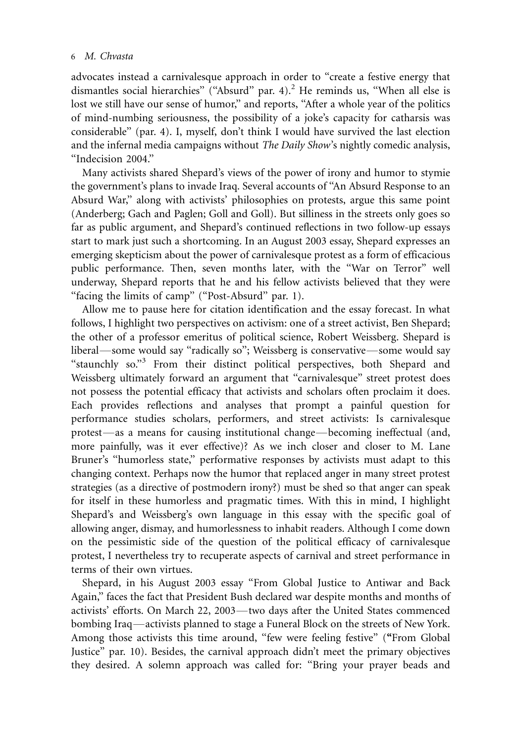advocates instead a carnivalesque approach in order to "create a festive energy that dismantles social hierarchies" ("Absurd" par. 4).[2] He reminds us, "When all else is lost we still have our sense of humor," and reports, "After a whole year of the politics of mind-numbing seriousness, the possibility of a joke's capacity for catharsis was considerable" (par. 4). I, myself, don't think I would have survived the last election and the infernal media campaigns without *The Daily Show*'s nightly comedic analysis, "Indecision 2004."

Many activists shared Shepard's views of the power of irony and humor to stymie the government's plans to invade Iraq. Several accounts of "An Absurd Response to an Absurd War," along with activists' philosophies on protests, argue this same point (Anderberg; Gach and Paglen; Goll and Goll). But silliness in the streets only goes so far as public argument, and Shepard's continued reflections in two follow-up essays start to mark just such a shortcoming. In an August 2003 essay, Shepard expresses an emerging skepticism about the power of carnivalesque protest as a form of efficacious public performance. Then, seven months later, with the "War on Terror" well underway, Shepard reports that he and his fellow activists believed that they were "facing the limits of camp" ("Post-Absurd" par. 1).

Allow me to pause here for citation identification and the essay forecast. In what follows, I highlight two perspectives on activism: one of a street activist, Ben Shepard; the other of a professor emeritus of political science, Robert Weissberg. Shepard is liberal—some would say "radically so"; Weissberg is conservative—some would say "staunchly so."[3] From their distinct political perspectives, both Shepard and Weissberg ultimately forward an argument that "carnivalesque" street protest does not possess the potential efficacy that activists and scholars often proclaim it does. Each provides reflections and analyses that prompt a painful question for performance studies scholars, performers, and street activists: Is carnivalesque protest—as a means for causing institutional change—becoming ineffectual (and, more painfully, was it ever effective)? As we inch closer and closer to M. Lane Bruner's "humorless state," performative responses by activists must adapt to this changing context. Perhaps now the humor that replaced anger in many street protest strategies (as a directive of postmodern irony?) must be shed so that anger can speak for itself in these humorless and pragmatic times. With this in mind, I highlight Shepard's and Weissberg's own language in this essay with the specific goal of allowing anger, dismay, and humorlessness to inhabit readers. Although I come down on the pessimistic side of the question of the political efficacy of carnivalesque protest, I nevertheless try to recuperate aspects of carnival and street performance in terms of their own virtues.

Shepard, in his August 2003 essay "From Global Justice to Antiwar and Back Again," faces the fact that President Bush declared war despite months and months of activists' efforts. On March 22, 2003—two days after the United States commenced bombing Iraq—activists planned to stage a Funeral Block on the streets of New York. Among those activists this time around, "few were feeling festive" ("From Global Justice" par. 10). Besides, the carnival approach didn't meet the primary objectives they desired. A solemn approach was called for: "Bring your prayer beads and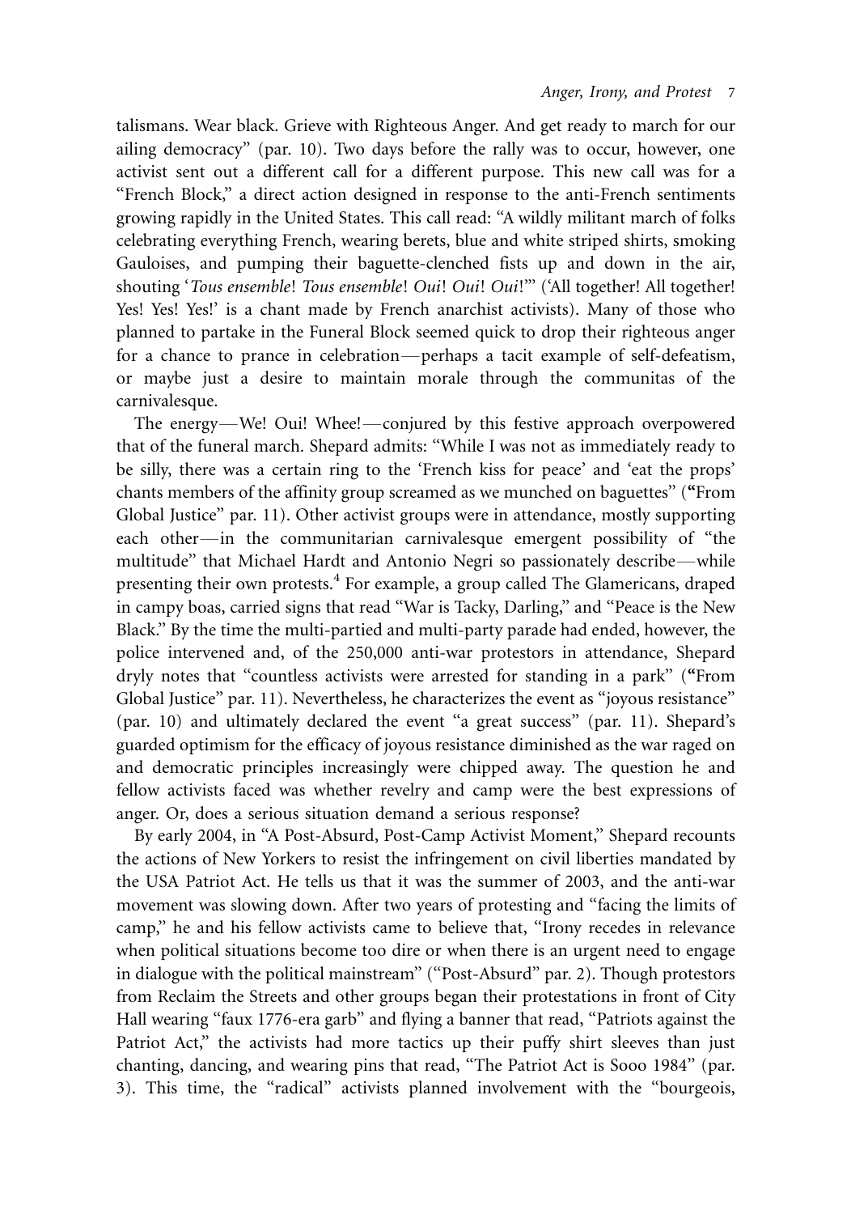talismans. Wear black. Grieve with Righteous Anger. And get ready to march for our ailing democracy" (par. 10). Two days before the rally was to occur, however, one activist sent out a different call for a different purpose. This new call was for a "French Block," a direct action designed in response to the anti-French sentiments growing rapidly in the United States. This call read: "A wildly militant march of folks celebrating everything French, wearing berets, blue and white striped shirts, smoking Gauloises, and pumping their baguette-clenched fists up and down in the air, shouting '*Tous ensemble*! *Tous ensemble*! *Oui*! *Oui*! *Oui*!'" ('All together! All together! Yes! Yes! Yes!' is a chant made by French anarchist activists). Many of those who planned to partake in the Funeral Block seemed quick to drop their righteous anger for a chance to prance in celebration—perhaps a tacit example of self-defeatism, or maybe just a desire to maintain morale through the communitas of the carnivalesque.

The energy—We! Oui! Whee!—conjured by this festive approach overpowered that of the funeral march. Shepard admits: "While I was not as immediately ready to be silly, there was a certain ring to the 'French kiss for peace' and 'eat the props' chants members of the affinity group screamed as we munched on baguettes" ("From Global Justice" par. 11). Other activist groups were in attendance, mostly supporting each other—in the communitarian carnivalesque emergent possibility of "the multitude" that Michael Hardt and Antonio Negri so passionately describe—while presenting their own protests.[4] For example, a group called The Glamericans, draped in campy boas, carried signs that read "War is Tacky, Darling," and "Peace is the New Black." By the time the multi-partied and multi-party parade had ended, however, the police intervened and, of the 250,000 anti-war protestors in attendance, Shepard dryly notes that "countless activists were arrested for standing in a park" ("From Global Justice" par. 11). Nevertheless, he characterizes the event as "joyous resistance" (par. 10) and ultimately declared the event "a great success" (par. 11). Shepard's guarded optimism for the efficacy of joyous resistance diminished as the war raged on and democratic principles increasingly were chipped away. The question he and fellow activists faced was whether revelry and camp were the best expressions of anger. Or, does a serious situation demand a serious response?

By early 2004, in "A Post-Absurd, Post-Camp Activist Moment," Shepard recounts the actions of New Yorkers to resist the infringement on civil liberties mandated by the USA Patriot Act. He tells us that it was the summer of 2003, and the anti-war movement was slowing down. After two years of protesting and "facing the limits of camp," he and his fellow activists came to believe that, "Irony recedes in relevance when political situations become too dire or when there is an urgent need to engage in dialogue with the political mainstream" ("Post-Absurd" par. 2). Though protestors from Reclaim the Streets and other groups began their protestations in front of City Hall wearing "faux 1776-era garb" and flying a banner that read, "Patriots against the Patriot Act," the activists had more tactics up their puffy shirt sleeves than just chanting, dancing, and wearing pins that read, "The Patriot Act is Sooo 1984" (par. 3). This time, the "radical" activists planned involvement with the "bourgeois,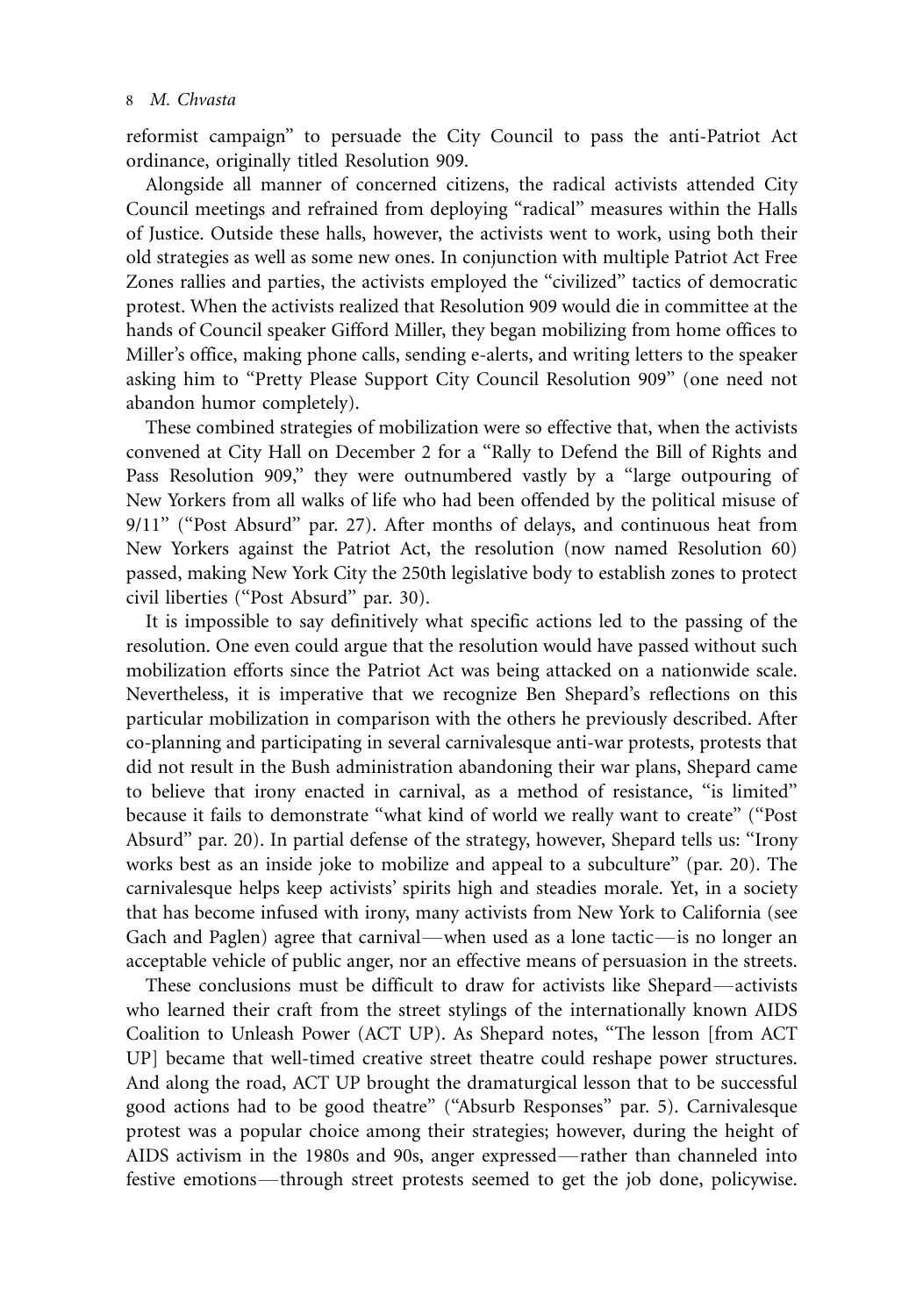reformist campaign" to persuade the City Council to pass the anti-Patriot Act ordinance, originally titled Resolution 909.

Alongside all manner of concerned citizens, the radical activists attended City Council meetings and refrained from deploying "radical" measures within the Halls of Justice. Outside these halls, however, the activists went to work, using both their old strategies as well as some new ones. In conjunction with multiple Patriot Act Free Zones rallies and parties, the activists employed the "civilized" tactics of democratic protest. When the activists realized that Resolution 909 would die in committee at the hands of Council speaker Gifford Miller, they began mobilizing from home offices to Miller's office, making phone calls, sending e-alerts, and writing letters to the speaker asking him to "Pretty Please Support City Council Resolution 909" (one need not abandon humor completely).

These combined strategies of mobilization were so effective that, when the activists convened at City Hall on December 2 for a "Rally to Defend the Bill of Rights and Pass Resolution 909," they were outnumbered vastly by a "large outpouring of New Yorkers from all walks of life who had been offended by the political misuse of 9/11" ("Post Absurd" par. 27). After months of delays, and continuous heat from New Yorkers against the Patriot Act, the resolution (now named Resolution 60) passed, making New York City the 250th legislative body to establish zones to protect civil liberties ("Post Absurd" par. 30).

It is impossible to say definitively what specific actions led to the passing of the resolution. One even could argue that the resolution would have passed without such mobilization efforts since the Patriot Act was being attacked on a nationwide scale. Nevertheless, it is imperative that we recognize Ben Shepard's reflections on this particular mobilization in comparison with the others he previously described. After co-planning and participating in several carnivalesque anti-war protests, protests that did not result in the Bush administration abandoning their war plans, Shepard came to believe that irony enacted in carnival, as a method of resistance, "is limited" because it fails to demonstrate "what kind of world we really want to create" ("Post Absurd" par. 20). In partial defense of the strategy, however, Shepard tells us: "Irony works best as an inside joke to mobilize and appeal to a subculture" (par. 20). The carnivalesque helps keep activists' spirits high and steadies morale. Yet, in a society that has become infused with irony, many activists from New York to California (see Gach and Paglen) agree that carnival—when used as a lone tactic—is no longer an acceptable vehicle of public anger, nor an effective means of persuasion in the streets.

These conclusions must be difficult to draw for activists like Shepard—activists who learned their craft from the street stylings of the internationally known AIDS Coalition to Unleash Power (ACT UP). As Shepard notes, "The lesson [from ACT UP] became that well-timed creative street theatre could reshape power structures. And along the road, ACT UP brought the dramaturgical lesson that to be successful good actions had to be good theatre" ("Absurb Responses" par. 5). Carnivalesque protest was a popular choice among their strategies; however, during the height of AIDS activism in the 1980s and 90s, anger expressed—rather than channeled into festive emotions—through street protests seemed to get the job done, policywise.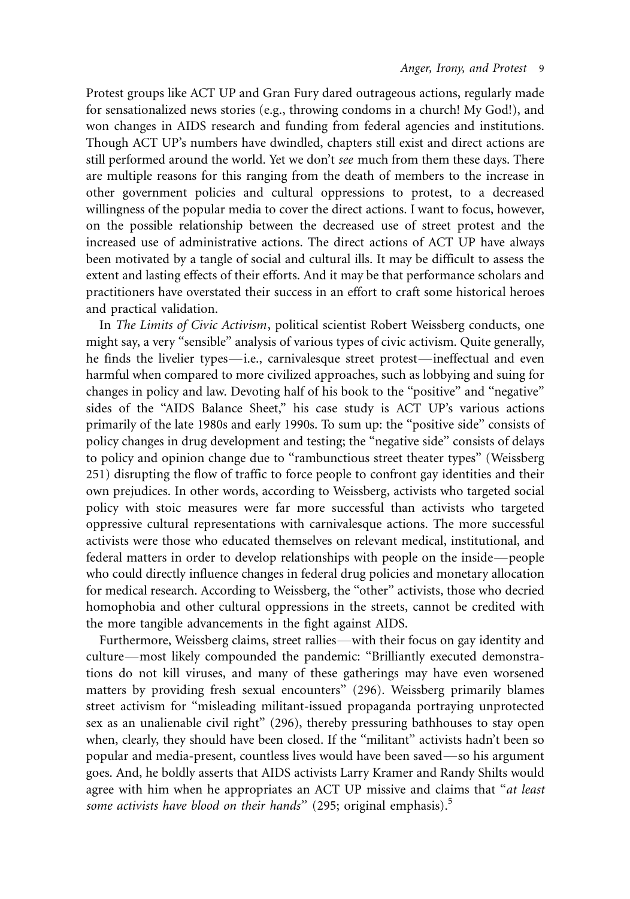Protest groups like ACT UP and Gran Fury dared outrageous actions, regularly made for sensationalized news stories (e.g., throwing condoms in a church! My God!), and won changes in AIDS research and funding from federal agencies and institutions. Though ACT UP's numbers have dwindled, chapters still exist and direct actions are still performed around the world. Yet we don't *see* much from them these days. There are multiple reasons for this ranging from the death of members to the increase in other government policies and cultural oppressions to protest, to a decreased willingness of the popular media to cover the direct actions. I want to focus, however, on the possible relationship between the decreased use of street protest and the increased use of administrative actions. The direct actions of ACT UP have always been motivated by a tangle of social and cultural ills. It may be difficult to assess the extent and lasting effects of their efforts. And it may be that performance scholars and practitioners have overstated their success in an effort to craft some historical heroes and practical validation.

In *The Limits of Civic Activism*, political scientist Robert Weissberg conducts, one might say, a very "sensible" analysis of various types of civic activism. Quite generally, he finds the livelier types—i.e., carnivalesque street protest—ineffectual and even harmful when compared to more civilized approaches, such as lobbying and suing for changes in policy and law. Devoting half of his book to the "positive" and "negative" sides of the "AIDS Balance Sheet," his case study is ACT UP's various actions primarily of the late 1980s and early 1990s. To sum up: the "positive side" consists of policy changes in drug development and testing; the "negative side" consists of delays to policy and opinion change due to "rambunctious street theater types" (Weissberg 251) disrupting the flow of traffic to force people to confront gay identities and their own prejudices. In other words, according to Weissberg, activists who targeted social policy with stoic measures were far more successful than activists who targeted oppressive cultural representations with carnivalesque actions. The more successful activists were those who educated themselves on relevant medical, institutional, and federal matters in order to develop relationships with people on the inside—people who could directly influence changes in federal drug policies and monetary allocation for medical research. According to Weissberg, the "other" activists, those who decried homophobia and other cultural oppressions in the streets, cannot be credited with the more tangible advancements in the fight against AIDS.

Furthermore, Weissberg claims, street rallies—with their focus on gay identity and culture—most likely compounded the pandemic: "Brilliantly executed demonstrations do not kill viruses, and many of these gatherings may have even worsened matters by providing fresh sexual encounters" (296). Weissberg primarily blames street activism for "misleading militant-issued propaganda portraying unprotected sex as an unalienable civil right" (296), thereby pressuring bathhouses to stay open when, clearly, they should have been closed. If the "militant" activists hadn't been so popular and media-present, countless lives would have been saved—so his argument goes. And, he boldly asserts that AIDS activists Larry Kramer and Randy Shilts would agree with him when he appropriates an ACT UP missive and claims that "*at least some activists have blood on their hands*" (295; original emphasis).[5]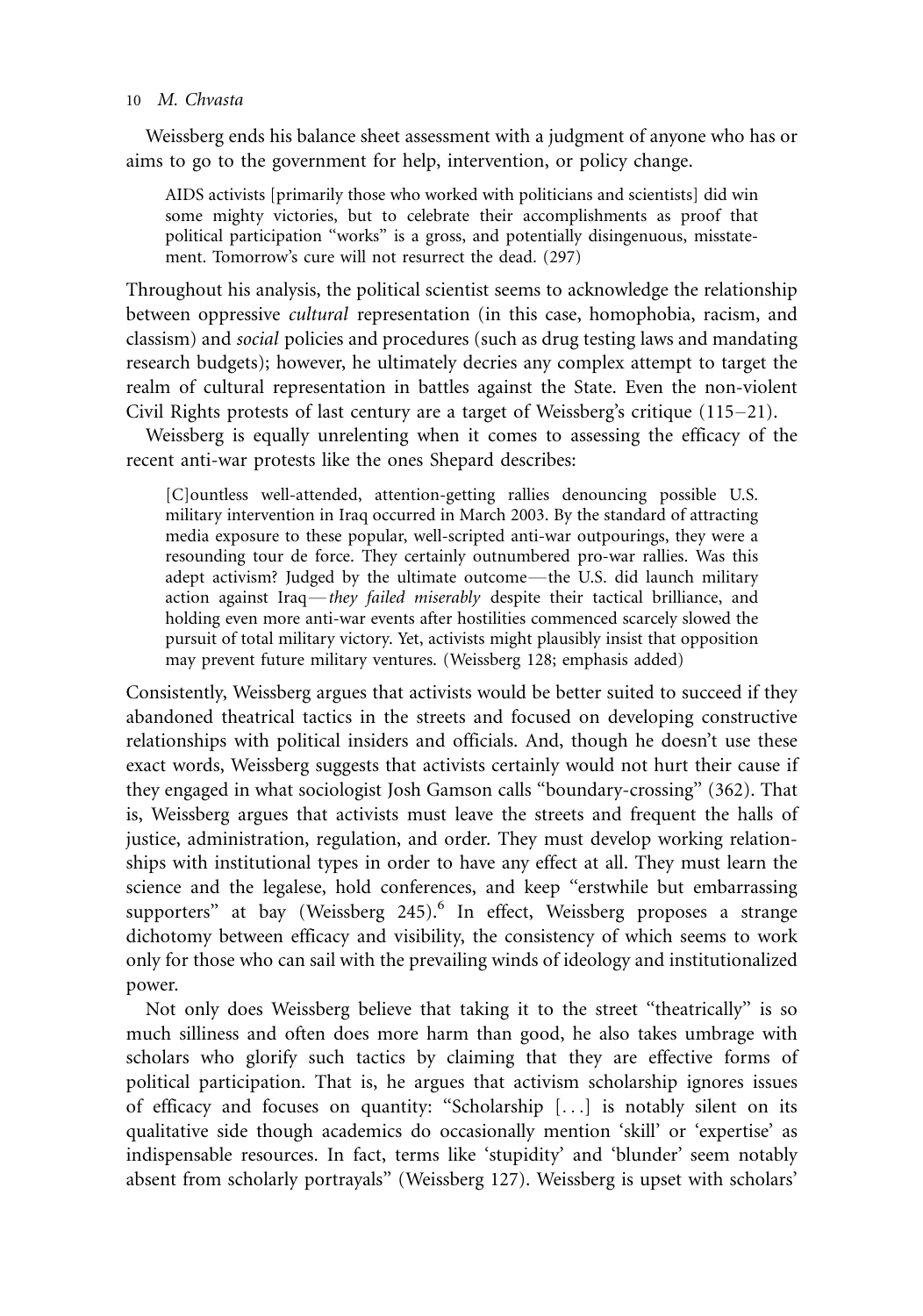Weissberg ends his balance sheet assessment with a judgment of anyone who has or aims to go to the government for help, intervention, or policy change.

> AIDS activists [primarily those who worked with politicians and scientists] did win some mighty victories, but to celebrate their accomplishments as proof that political participation "works" is a gross, and potentially disingenuous, misstatement. Tomorrow's cure will not resurrect the dead. (297)

Throughout his analysis, the political scientist seems to acknowledge the relationship between oppressive *cultural* representation (in this case, homophobia, racism, and classism) and *social* policies and procedures (such as drug testing laws and mandating research budgets); however, he ultimately decries any complex attempt to target the realm of cultural representation in battles against the State. Even the non-violent Civil Rights protests of last century are a target of Weissberg's critique (115–21).

Weissberg is equally unrelenting when it comes to assessing the efficacy of the recent anti-war protests like the ones Shepard describes:

> [C]ountless well-attended, attention-getting rallies denouncing possible U.S. military intervention in Iraq occurred in March 2003. By the standard of attracting media exposure to these popular, well-scripted anti-war outpourings, they were a resounding tour de force. They certainly outnumbered pro-war rallies. Was this adept activism? Judged by the ultimate outcome—the U.S. did launch military action against Iraq—*they failed miserably* despite their tactical brilliance, and holding even more anti-war events after hostilities commenced scarcely slowed the pursuit of total military victory. Yet, activists might plausibly insist that opposition may prevent future military ventures. (Weissberg 128; emphasis added)

Consistently, Weissberg argues that activists would be better suited to succeed if they abandoned theatrical tactics in the streets and focused on developing constructive relationships with political insiders and officials. And, though he doesn't use these exact words, Weissberg suggests that activists certainly would not hurt their cause if they engaged in what sociologist Josh Gamson calls "boundary-crossing" (362). That is, Weissberg argues that activists must leave the streets and frequent the halls of justice, administration, regulation, and order. They must develop working relationships with institutional types in order to have any effect at all. They must learn the science and the legalese, hold conferences, and keep "erstwhile but embarrassing supporters" at bay (Weissberg 245).[6] In effect, Weissberg proposes a strange dichotomy between efficacy and visibility, the consistency of which seems to work only for those who can sail with the prevailing winds of ideology and institutionalized power.

Not only does Weissberg believe that taking it to the street "theatrically" is so much silliness and often does more harm than good, he also takes umbrage with scholars who glorify such tactics by claiming that they are effective forms of political participation. That is, he argues that activism scholarship ignores issues of efficacy and focuses on quantity: "Scholarship [...] is notably silent on its qualitative side though academics do occasionally mention 'skill' or 'expertise' as indispensable resources. In fact, terms like 'stupidity' and 'blunder' seem notably absent from scholarly portrayals" (Weissberg 127). Weissberg is upset with scholars'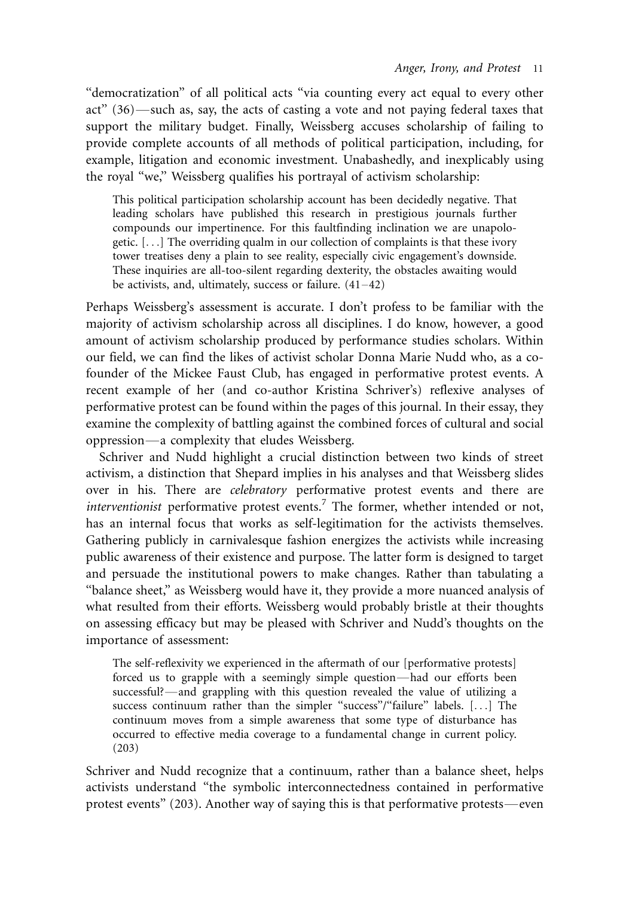"democratization" of all political acts "via counting every act equal to every other act" (36)—such as, say, the acts of casting a vote and not paying federal taxes that support the military budget. Finally, Weissberg accuses scholarship of failing to provide complete accounts of all methods of political participation, including, for example, litigation and economic investment. Unabashedly, and inexplicably using the royal "we," Weissberg qualifies his portrayal of activism scholarship:

> This political participation scholarship account has been decidedly negative. That leading scholars have published this research in prestigious journals further compounds our impertinence. For this faultfinding inclination we are unapologetic. [. . .] The overriding qualm in our collection of complaints is that these ivory tower treatises deny a plain to see reality, especially civic engagement's downside. These inquiries are all-too-silent regarding dexterity, the obstacles awaiting would be activists, and, ultimately, success or failure. (41–42)

Perhaps Weissberg's assessment is accurate. I don't profess to be familiar with the majority of activism scholarship across all disciplines. I do know, however, a good amount of activism scholarship produced by performance studies scholars. Within our field, we can find the likes of activist scholar Donna Marie Nudd who, as a co-founder of the Mickee Faust Club, has engaged in performative protest events. A recent example of her (and co-author Kristina Schriver's) reflexive analyses of performative protest can be found within the pages of this journal. In their essay, they examine the complexity of battling against the combined forces of cultural and social oppression—a complexity that eludes Weissberg.

Schriver and Nudd highlight a crucial distinction between two kinds of street activism, a distinction that Shepard implies in his analyses and that Weissberg slides over in his. There are *celebratory* performative protest events and there are *interventionist* performative protest events.[7] The former, whether intended or not, has an internal focus that works as self-legitimation for the activists themselves. Gathering publicly in carnivalesque fashion energizes the activists while increasing public awareness of their existence and purpose. The latter form is designed to target and persuade the institutional powers to make changes. Rather than tabulating a "balance sheet," as Weissberg would have it, they provide a more nuanced analysis of what resulted from their efforts. Weissberg would probably bristle at their thoughts on assessing efficacy but may be pleased with Schriver and Nudd's thoughts on the importance of assessment:

> The self-reflexivity we experienced in the aftermath of our [performative protests] forced us to grapple with a seemingly simple question—had our efforts been successful?—and grappling with this question revealed the value of utilizing a success continuum rather than the simpler "success"/"failure" labels. [. . .] The continuum moves from a simple awareness that some type of disturbance has occurred to effective media coverage to a fundamental change in current policy. (203)

Schriver and Nudd recognize that a continuum, rather than a balance sheet, helps activists understand "the symbolic interconnectedness contained in performative protest events" (203). Another way of saying this is that performative protests—even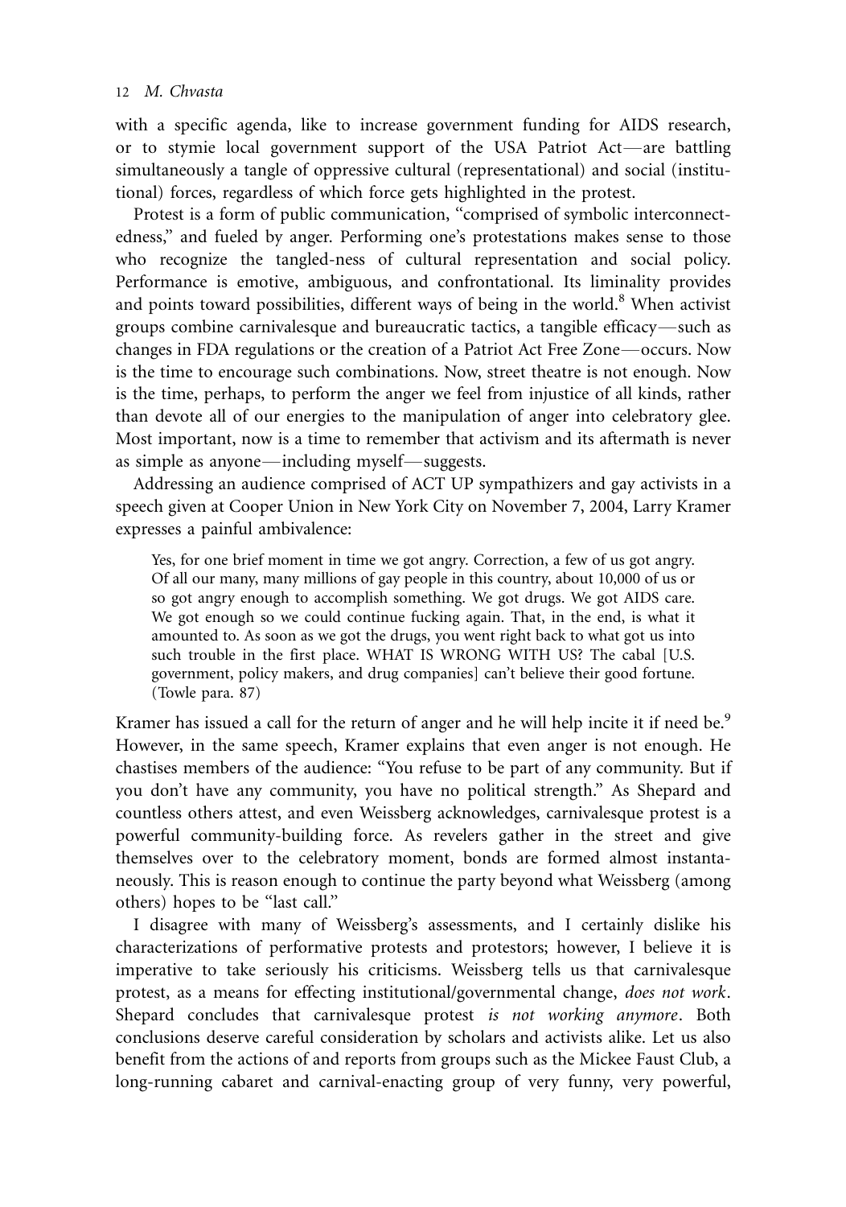with a specific agenda, like to increase government funding for AIDS research, or to stymie local government support of the USA Patriot Act—are battling simultaneously a tangle of oppressive cultural (representational) and social (institutional) forces, regardless of which force gets highlighted in the protest.

Protest is a form of public communication, "comprised of symbolic interconnectedness," and fueled by anger. Performing one's protestations makes sense to those who recognize the tangled-ness of cultural representation and social policy. Performance is emotive, ambiguous, and confrontational. Its liminality provides and points toward possibilities, different ways of being in the world.[8] When activist groups combine carnivalesque and bureaucratic tactics, a tangible efficacy—such as changes in FDA regulations or the creation of a Patriot Act Free Zone—occurs. Now is the time to encourage such combinations. Now, street theatre is not enough. Now is the time, perhaps, to perform the anger we feel from injustice of all kinds, rather than devote all of our energies to the manipulation of anger into celebratory glee. Most important, now is a time to remember that activism and its aftermath is never as simple as anyone—including myself—suggests.

Addressing an audience comprised of ACT UP sympathizers and gay activists in a speech given at Cooper Union in New York City on November 7, 2004, Larry Kramer expresses a painful ambivalence:

> Yes, for one brief moment in time we got angry. Correction, a few of us got angry. Of all our many, many millions of gay people in this country, about 10,000 of us or so got angry enough to accomplish something. We got drugs. We got AIDS care. We got enough so we could continue fucking again. That, in the end, is what it amounted to. As soon as we got the drugs, you went right back to what got us into such trouble in the first place. WHAT IS WRONG WITH US? The cabal [U.S. government, policy makers, and drug companies] can't believe their good fortune. (Towle para. 87)

Kramer has issued a call for the return of anger and he will help incite it if need be.[9] However, in the same speech, Kramer explains that even anger is not enough. He chastises members of the audience: "You refuse to be part of any community. But if you don't have any community, you have no political strength." As Shepard and countless others attest, and even Weissberg acknowledges, carnivalesque protest is a powerful community-building force. As revelers gather in the street and give themselves over to the celebratory moment, bonds are formed almost instantaneously. This is reason enough to continue the party beyond what Weissberg (among others) hopes to be "last call."

I disagree with many of Weissberg's assessments, and I certainly dislike his characterizations of performative protests and protestors; however, I believe it is imperative to take seriously his criticisms. Weissberg tells us that carnivalesque protest, as a means for effecting institutional/governmental change, *does not work*. Shepard concludes that carnivalesque protest *is not working anymore*. Both conclusions deserve careful consideration by scholars and activists alike. Let us also benefit from the actions of and reports from groups such as the Mickee Faust Club, a long-running cabaret and carnival-enacting group of very funny, very powerful,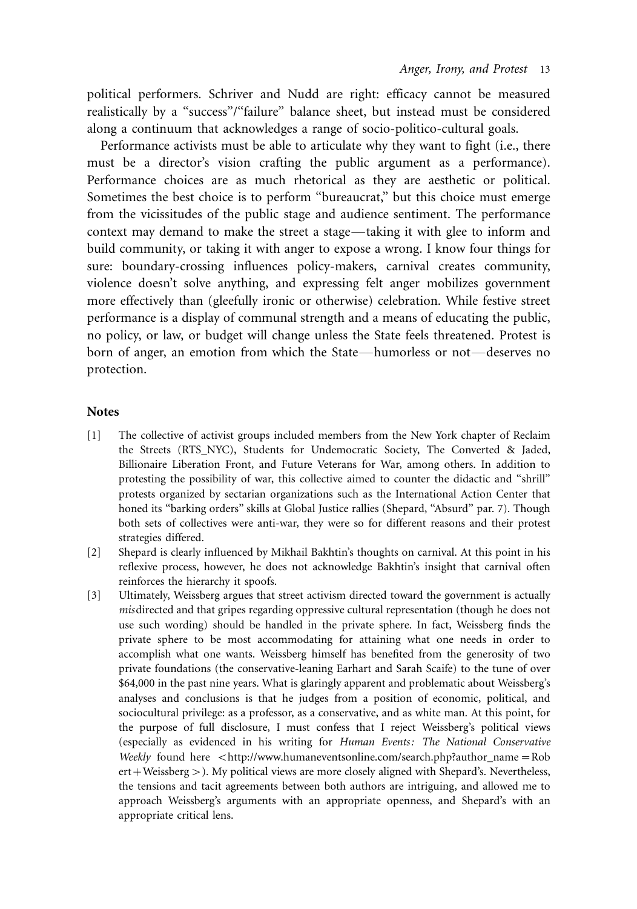political performers. Schriver and Nudd are right: efficacy cannot be measured realistically by a "success"/"failure" balance sheet, but instead must be considered along a continuum that acknowledges a range of socio-politico-cultural goals.

Performance activists must be able to articulate why they want to fight (i.e., there must be a director's vision crafting the public argument as a performance). Performance choices are as much rhetorical as they are aesthetic or political. Sometimes the best choice is to perform "bureaucrat," but this choice must emerge from the vicissitudes of the public stage and audience sentiment. The performance context may demand to make the street a stage—taking it with glee to inform and build community, or taking it with anger to expose a wrong. I know four things for sure: boundary-crossing influences policy-makers, carnival creates community, violence doesn't solve anything, and expressing felt anger mobilizes government more effectively than (gleefully ironic or otherwise) celebration. While festive street performance is a display of communal strength and a means of educating the public, no policy, or law, or budget will change unless the State feels threatened. Protest is born of anger, an emotion from which the State—humorless or not—deserves no protection.

## Notes

[1] The collective of activist groups included members from the New York chapter of Reclaim the Streets (RTS_NYC), Students for Undemocratic Society, The Converted & Jaded, Billionaire Liberation Front, and Future Veterans for War, among others. In addition to protesting the possibility of war, this collective aimed to counter the didactic and "shrill" protests organized by sectarian organizations such as the International Action Center that honed its "barking orders" skills at Global Justice rallies (Shepard, "Absurd" par. 7). Though both sets of collectives were anti-war, they were so for different reasons and their protest strategies differed.

[2] Shepard is clearly influenced by Mikhail Bakhtin's thoughts on carnival. At this point in his reflexive process, however, he does not acknowledge Bakhtin's insight that carnival often reinforces the hierarchy it spoofs.

[3] Ultimately, Weissberg argues that street activism directed toward the government is actually *mis*directed and that gripes regarding oppressive cultural representation (though he does not use such wording) should be handled in the private sphere. In fact, Weissberg finds the private sphere to be most accommodating for attaining what one needs in order to accomplish what one wants. Weissberg himself has benefited from the generosity of two private foundations (the conservative-leaning Earhart and Sarah Scaife) to the tune of over $64,000 in the past nine years. What is glaringly apparent and problematic about Weissberg's analyses and conclusions is that he judges from a position of economic, political, and sociocultural privilege: as a professor, as a conservative, and as white man. At this point, for the purpose of full disclosure, I must confess that I reject Weissberg's political views (especially as evidenced in his writing for *Human Events: The National Conservative Weekly* found here <http://www.humaneventsonline.com/search.php?author_name=Robert+Weissberg>). My political views are more closely aligned with Shepard's. Nevertheless, the tensions and tacit agreements between both authors are intriguing, and allowed me to approach Weissberg's arguments with an appropriate openness, and Shepard's with an appropriate critical lens.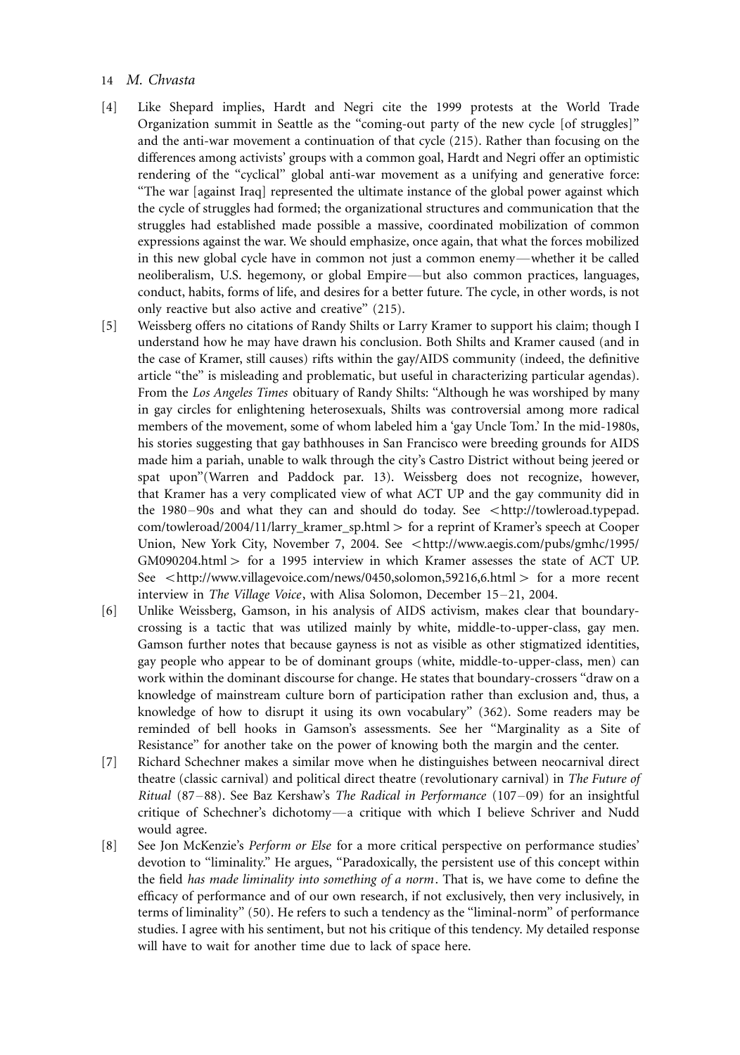[4] Like Shepard implies, Hardt and Negri cite the 1999 protests at the World Trade Organization summit in Seattle as the "coming-out party of the new cycle [of struggles]" and the anti-war movement a continuation of that cycle (215). Rather than focusing on the differences among activists' groups with a common goal, Hardt and Negri offer an optimistic rendering of the "cyclical" global anti-war movement as a unifying and generative force: "The war [against Iraq] represented the ultimate instance of the global power against which the cycle of struggles had formed; the organizational structures and communication that the struggles had established made possible a massive, coordinated mobilization of common expressions against the war. We should emphasize, once again, that what the forces mobilized in this new global cycle have in common not just a common enemy—whether it be called neoliberalism, U.S. hegemony, or global Empire—but also common practices, languages, conduct, habits, forms of life, and desires for a better future. The cycle, in other words, is not only reactive but also active and creative" (215).

[5] Weissberg offers no citations of Randy Shilts or Larry Kramer to support his claim; though I understand how he may have drawn his conclusion. Both Shilts and Kramer caused (and in the case of Kramer, still causes) rifts within the gay/AIDS community (indeed, the definitive article "the" is misleading and problematic, but useful in characterizing particular agendas). From the *Los Angeles Times* obituary of Randy Shilts: "Although he was worshiped by many in gay circles for enlightening heterosexuals, Shilts was controversial among more radical members of the movement, some of whom labeled him a 'gay Uncle Tom.' In the mid-1980s, his stories suggesting that gay bathhouses in San Francisco were breeding grounds for AIDS made him a pariah, unable to walk through the city's Castro District without being jeered or spat upon"(Warren and Paddock par. 13). Weissberg does not recognize, however, that Kramer has a very complicated view of what ACT UP and the gay community did in the 1980–90s and what they can and should do today. See <http://towleroad.typepad.com/towleroad/2004/11/larry_kramer_sp.html> for a reprint of Kramer's speech at Cooper Union, New York City, November 7, 2004. See <http://www.aegis.com/pubs/gmhc/1995/GM090204.html> for a 1995 interview in which Kramer assesses the state of ACT UP. See <http://www.villagevoice.com/news/0450,solomon,59216,6.html> for a more recent interview in *The Village Voice*, with Alisa Solomon, December 15–21, 2004.

[6] Unlike Weissberg, Gamson, in his analysis of AIDS activism, makes clear that boundary-crossing is a tactic that was utilized mainly by white, middle-to-upper-class, gay men. Gamson further notes that because gayness is not as visible as other stigmatized identities, gay people who appear to be of dominant groups (white, middle-to-upper-class, men) can work within the dominant discourse for change. He states that boundary-crossers "draw on a knowledge of mainstream culture born of participation rather than exclusion and, thus, a knowledge of how to disrupt it using its own vocabulary" (362). Some readers may be reminded of bell hooks in Gamson's assessments. See her "Marginality as a Site of Resistance" for another take on the power of knowing both the margin and the center.

[7] Richard Schechner makes a similar move when he distinguishes between neocarnival direct theatre (classic carnival) and political direct theatre (revolutionary carnival) in *The Future of Ritual* (87–88). See Baz Kershaw's *The Radical in Performance* (107–09) for an insightful critique of Schechner's dichotomy—a critique with which I believe Schriver and Nudd would agree.

[8] See Jon McKenzie's *Perform or Else* for a more critical perspective on performance studies' devotion to "liminality." He argues, "Paradoxically, the persistent use of this concept within the field *has made liminality into something of a norm*. That is, we have come to define the efficacy of performance and of our own research, if not exclusively, then very inclusively, in terms of liminality" (50). He refers to such a tendency as the "liminal-norm" of performance studies. I agree with his sentiment, but not his critique of this tendency. My detailed response will have to wait for another time due to lack of space here.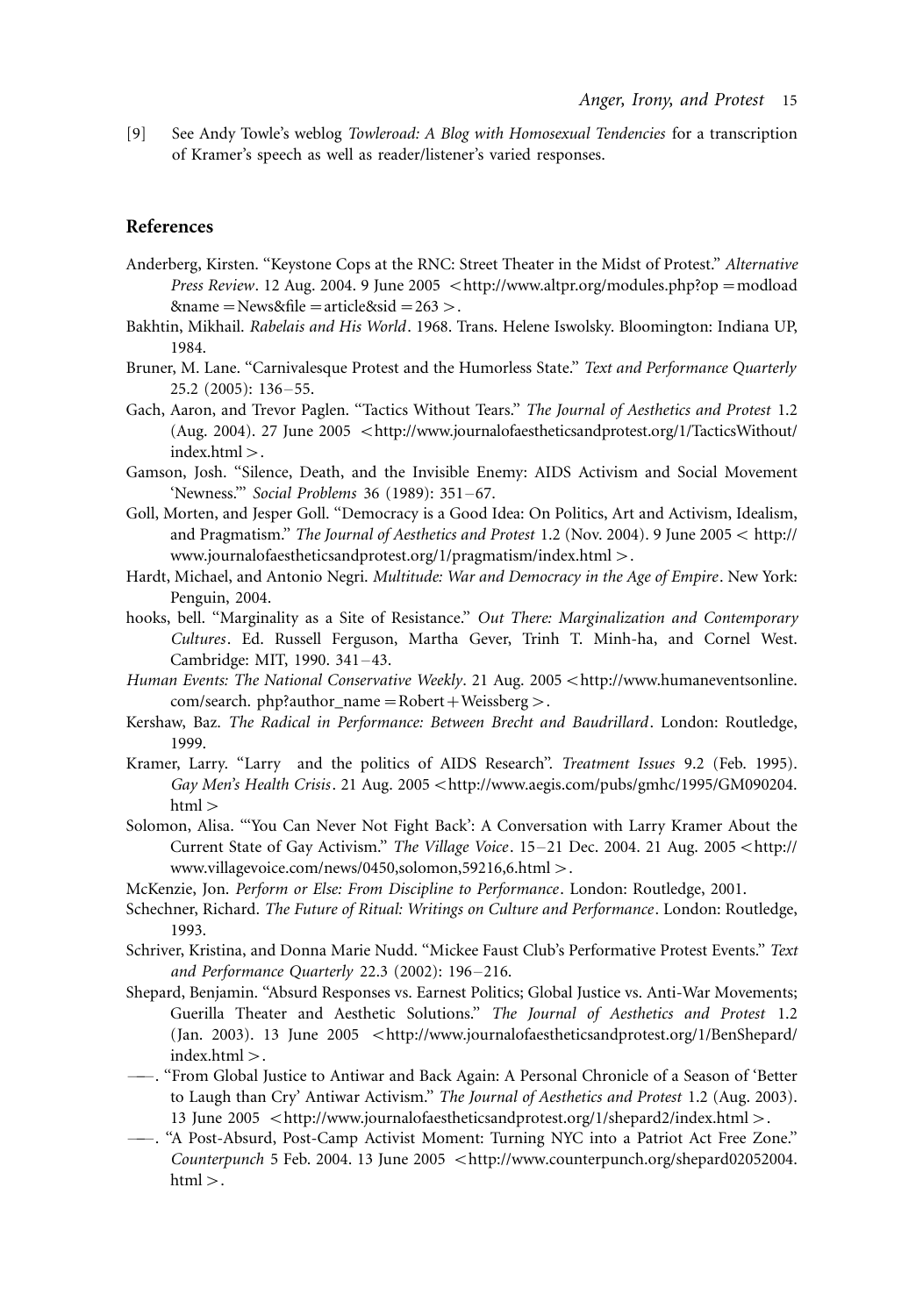[9] See Andy Towle's weblog *Towleroad: A Blog with Homosexual Tendencies* for a transcription of Kramer's speech as well as reader/listener's varied responses.

## References

Anderberg, Kirsten. "Keystone Cops at the RNC: Street Theater in the Midst of Protest." *Alternative Press Review*. 12 Aug. 2004. 9 June 2005 <http://www.altpr.org/modules.php?op=modload&name=News&file=article&sid=263>.

Bakhtin, Mikhail. *Rabelais and His World*. 1968. Trans. Helene Iswolsky. Bloomington: Indiana UP, 1984.

Bruner, M. Lane. "Carnivalesque Protest and the Humorless State." *Text and Performance Quarterly* 25.2 (2005): 136–55.

Gach, Aaron, and Trevor Paglen. "Tactics Without Tears." *The Journal of Aesthetics and Protest* 1.2 (Aug. 2004). 27 June 2005 <http://www.journalofaestheticsandprotest.org/1/TacticsWithout/index.html>.

Gamson, Josh. "Silence, Death, and the Invisible Enemy: AIDS Activism and Social Movement 'Newness.'" *Social Problems* 36 (1989): 351–67.

Goll, Morten, and Jesper Goll. "Democracy is a Good Idea: On Politics, Art and Activism, Idealism, and Pragmatism." *The Journal of Aesthetics and Protest* 1.2 (Nov. 2004). 9 June 2005 < http://www.journalofaestheticsandprotest.org/1/pragmatism/index.html>.

Hardt, Michael, and Antonio Negri. *Multitude: War and Democracy in the Age of Empire*. New York: Penguin, 2004.

hooks, bell. "Marginality as a Site of Resistance." *Out There: Marginalization and Contemporary Cultures*. Ed. Russell Ferguson, Martha Gever, Trinh T. Minh-ha, and Cornel West. Cambridge: MIT, 1990. 341–43.

*Human Events: The National Conservative Weekly*. 21 Aug. 2005 <http://www.humaneventsonline.com/search. php?author_name=Robert+Weissberg>.

Kershaw, Baz. *The Radical in Performance: Between Brecht and Baudrillard*. London: Routledge, 1999.

Kramer, Larry. "Larry and the politics of AIDS Research". *Treatment Issues* 9.2 (Feb. 1995). *Gay Men's Health Crisis*. 21 Aug. 2005 <http://www.aegis.com/pubs/gmhc/1995/GM090204.html>

Solomon, Alisa. "'You Can Never Not Fight Back': A Conversation with Larry Kramer About the Current State of Gay Activism." *The Village Voice*. 15–21 Dec. 2004. 21 Aug. 2005 <http://www.villagevoice.com/news/0450,solomon,59216,6.html>.

McKenzie, Jon. *Perform or Else: From Discipline to Performance*. London: Routledge, 2001.

Schechner, Richard. *The Future of Ritual: Writings on Culture and Performance*. London: Routledge, 1993.

Schriver, Kristina, and Donna Marie Nudd. "Mickee Faust Club's Performative Protest Events." *Text and Performance Quarterly* 22.3 (2002): 196–216.

Shepard, Benjamin. "Absurd Responses vs. Earnest Politics; Global Justice vs. Anti-War Movements; Guerilla Theater and Aesthetic Solutions." *The Journal of Aesthetics and Protest* 1.2 (Jan. 2003). 13 June 2005 <http://www.journalofaestheticsandprotest.org/1/BenShepard/index.html>.

——. "From Global Justice to Antiwar and Back Again: A Personal Chronicle of a Season of 'Better to Laugh than Cry' Antiwar Activism." *The Journal of Aesthetics and Protest* 1.2 (Aug. 2003). 13 June 2005 <http://www.journalofaestheticsandprotest.org/1/shepard2/index.html>.

——. "A Post-Absurd, Post-Camp Activist Moment: Turning NYC into a Patriot Act Free Zone." *Counterpunch* 5 Feb. 2004. 13 June 2005 <http://www.counterpunch.org/shepard02052004.html>.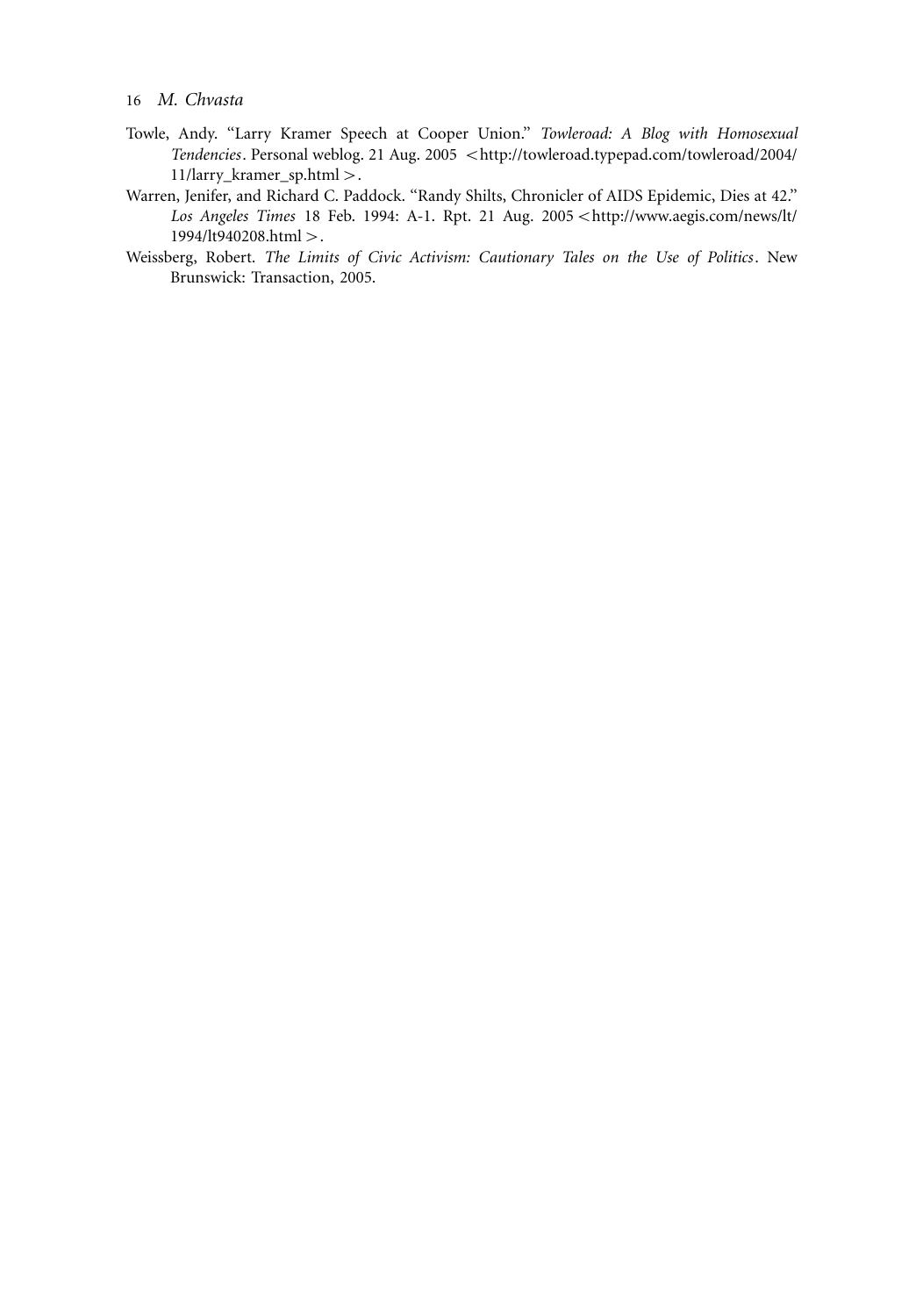Towle, Andy. "Larry Kramer Speech at Cooper Union." *Towleroad: A Blog with Homosexual Tendencies*. Personal weblog. 21 Aug. 2005 <http://towleroad.typepad.com/towleroad/2004/11/larry_kramer_sp.html>.

Warren, Jenifer, and Richard C. Paddock. "Randy Shilts, Chronicler of AIDS Epidemic, Dies at 42." *Los Angeles Times* 18 Feb. 1994: A-1. Rpt. 21 Aug. 2005 <http://www.aegis.com/news/lt/1994/lt940208.html>.

Weissberg, Robert. *The Limits of Civic Activism: Cautionary Tales on the Use of Politics*. New Brunswick: Transaction, 2005.